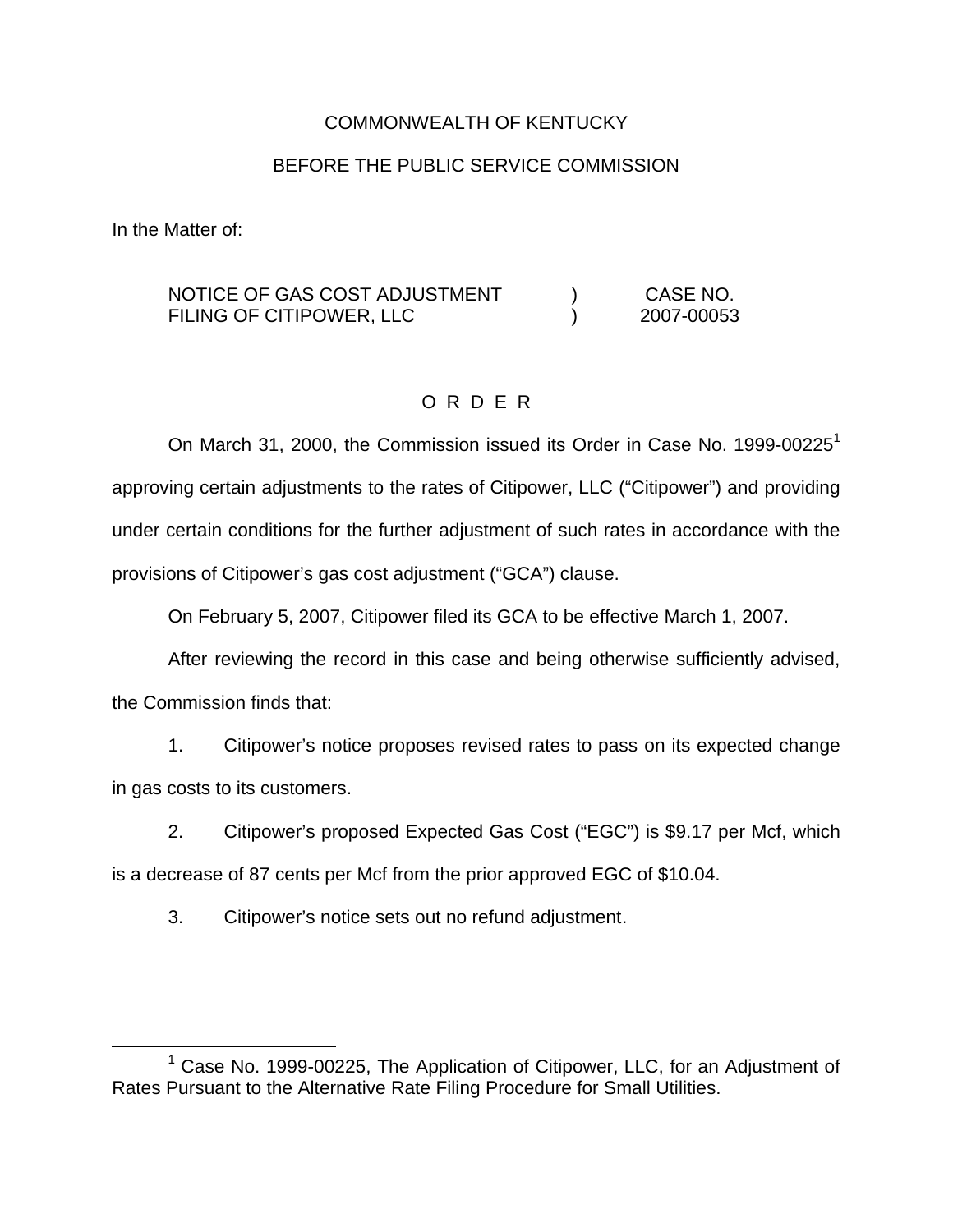COMMONWEALTH OF KENTUCKY

BEFORE THE PUBLIC SERVICE COMMISSION

In the Matter of:

| | | |
|---|---|---|
| NOTICE OF GAS COST ADJUSTMENT FILING OF CITIPOWER, LLC | ) ) | CASE NO. 2007-00053 |

# O R D E R

On March 31, 2000, the Commission issued its Order in Case No. 1999-00225[1] approving certain adjustments to the rates of Citipower, LLC ("Citipower") and providing under certain conditions for the further adjustment of such rates in accordance with the provisions of Citipower's gas cost adjustment ("GCA") clause.

On February 5, 2007, Citipower filed its GCA to be effective March 1, 2007.

After reviewing the record in this case and being otherwise sufficiently advised, the Commission finds that:

1. Citipower's notice proposes revised rates to pass on its expected change in gas costs to its customers.

2. Citipower's proposed Expected Gas Cost ("EGC") is $9.17 per Mcf, which is a decrease of 87 cents per Mcf from the prior approved EGC of $10.04.

3. Citipower's notice sets out no refund adjustment.

---

[1] Case No. 1999-00225, The Application of Citipower, LLC, for an Adjustment of Rates Pursuant to the Alternative Rate Filing Procedure for Small Utilities.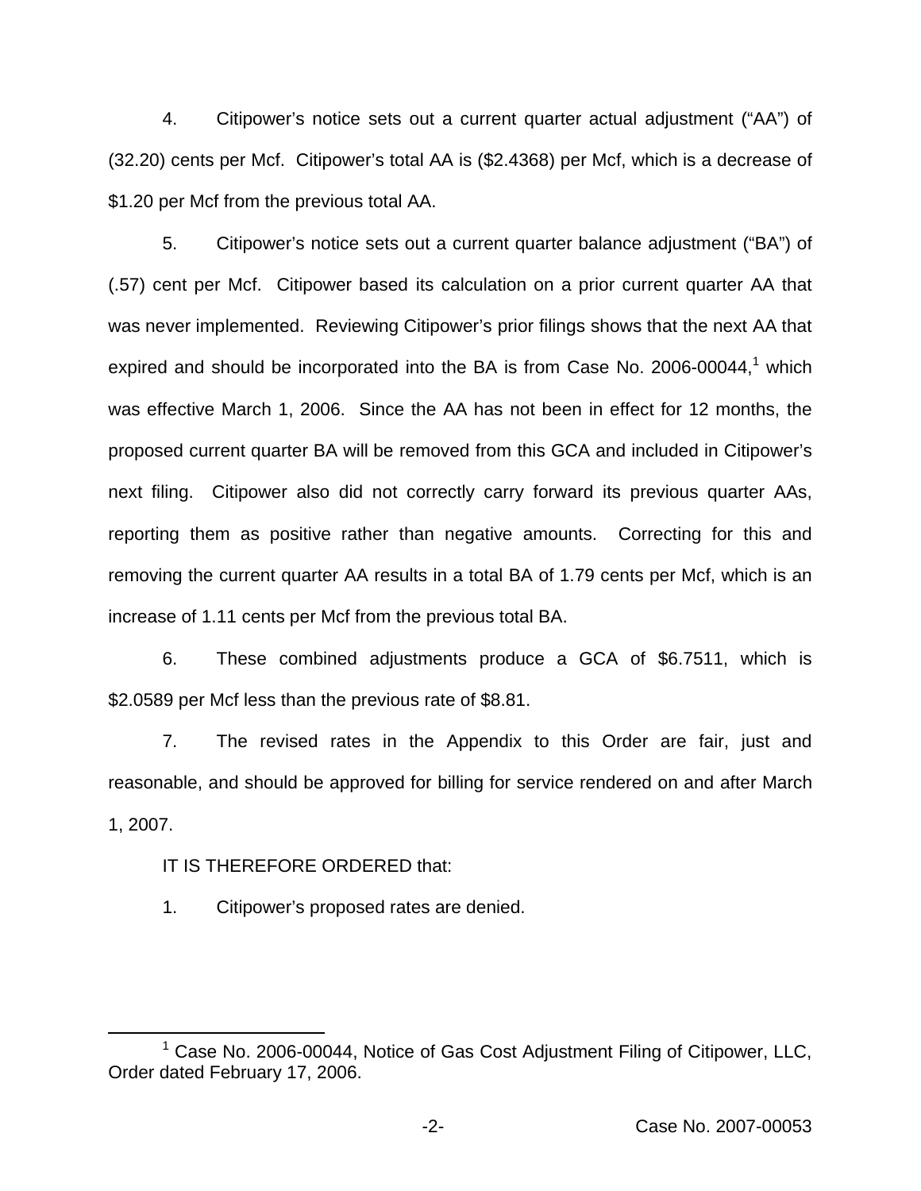4. Citipower's notice sets out a current quarter actual adjustment ("AA") of (32.20) cents per Mcf. Citipower's total AA is ($2.4368) per Mcf, which is a decrease of $1.20 per Mcf from the previous total AA.

5. Citipower's notice sets out a current quarter balance adjustment ("BA") of (.57) cent per Mcf. Citipower based its calculation on a prior current quarter AA that was never implemented. Reviewing Citipower's prior filings shows that the next AA that expired and should be incorporated into the BA is from Case No. 2006-00044,[1] which was effective March 1, 2006. Since the AA has not been in effect for 12 months, the proposed current quarter BA will be removed from this GCA and included in Citipower's next filing. Citipower also did not correctly carry forward its previous quarter AAs, reporting them as positive rather than negative amounts. Correcting for this and removing the current quarter AA results in a total BA of 1.79 cents per Mcf, which is an increase of 1.11 cents per Mcf from the previous total BA.

6. These combined adjustments produce a GCA of $6.7511, which is $2.0589 per Mcf less than the previous rate of $8.81.

7. The revised rates in the Appendix to this Order are fair, just and reasonable, and should be approved for billing for service rendered on and after March 1, 2007.

IT IS THEREFORE ORDERED that:

1. Citipower's proposed rates are denied.

[1] Case No. 2006-00044, Notice of Gas Cost Adjustment Filing of Citipower, LLC, Order dated February 17, 2006.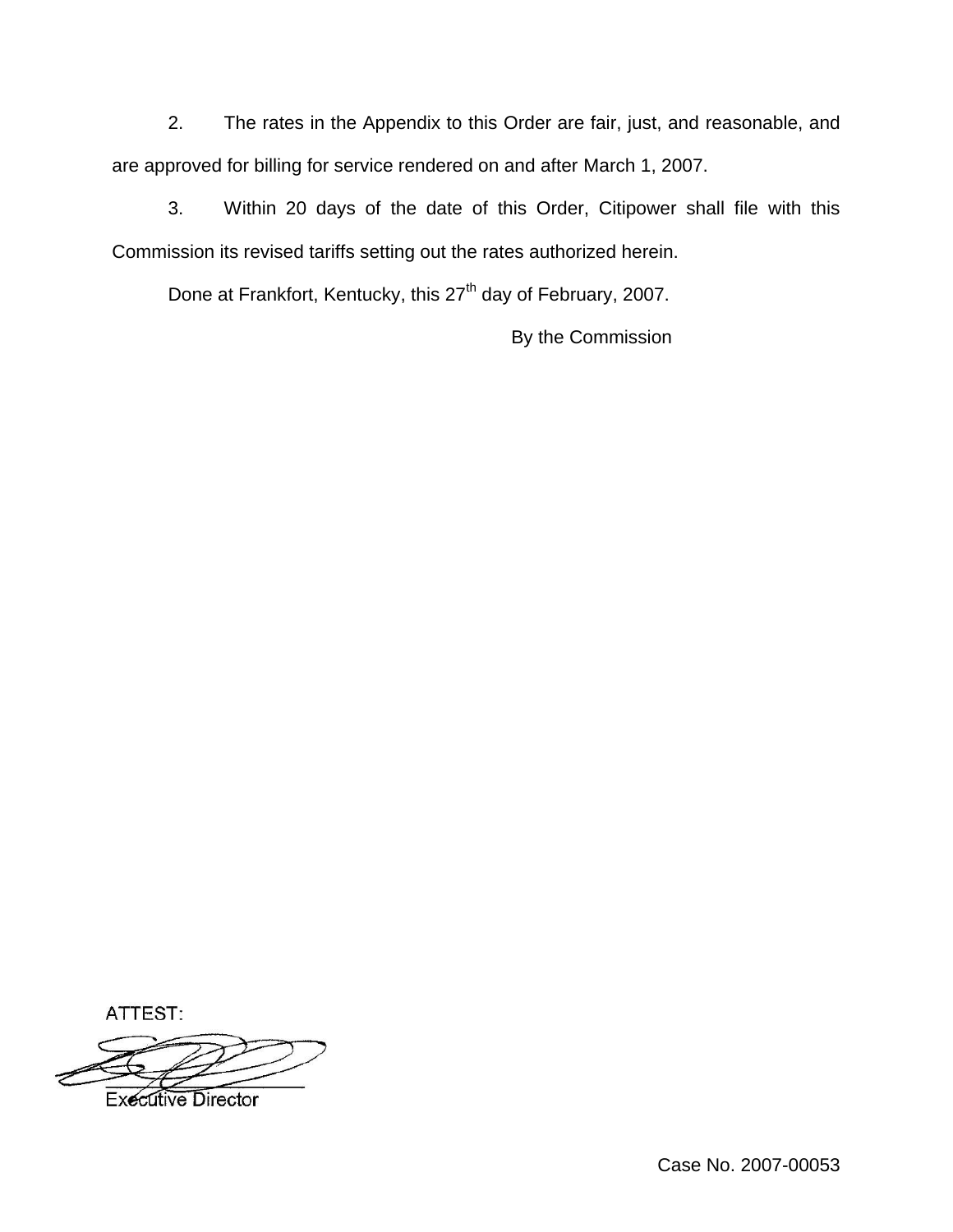2. The rates in the Appendix to this Order are fair, just, and reasonable, and are approved for billing for service rendered on and after March 1, 2007.

3. Within 20 days of the date of this Order, Citipower shall file with this Commission its revised tariffs setting out the rates authorized herein.

Done at Frankfort, Kentucky, this 27th day of February, 2007.

By the Commission

ATTEST:

Executive Director

Case No. 2007-00053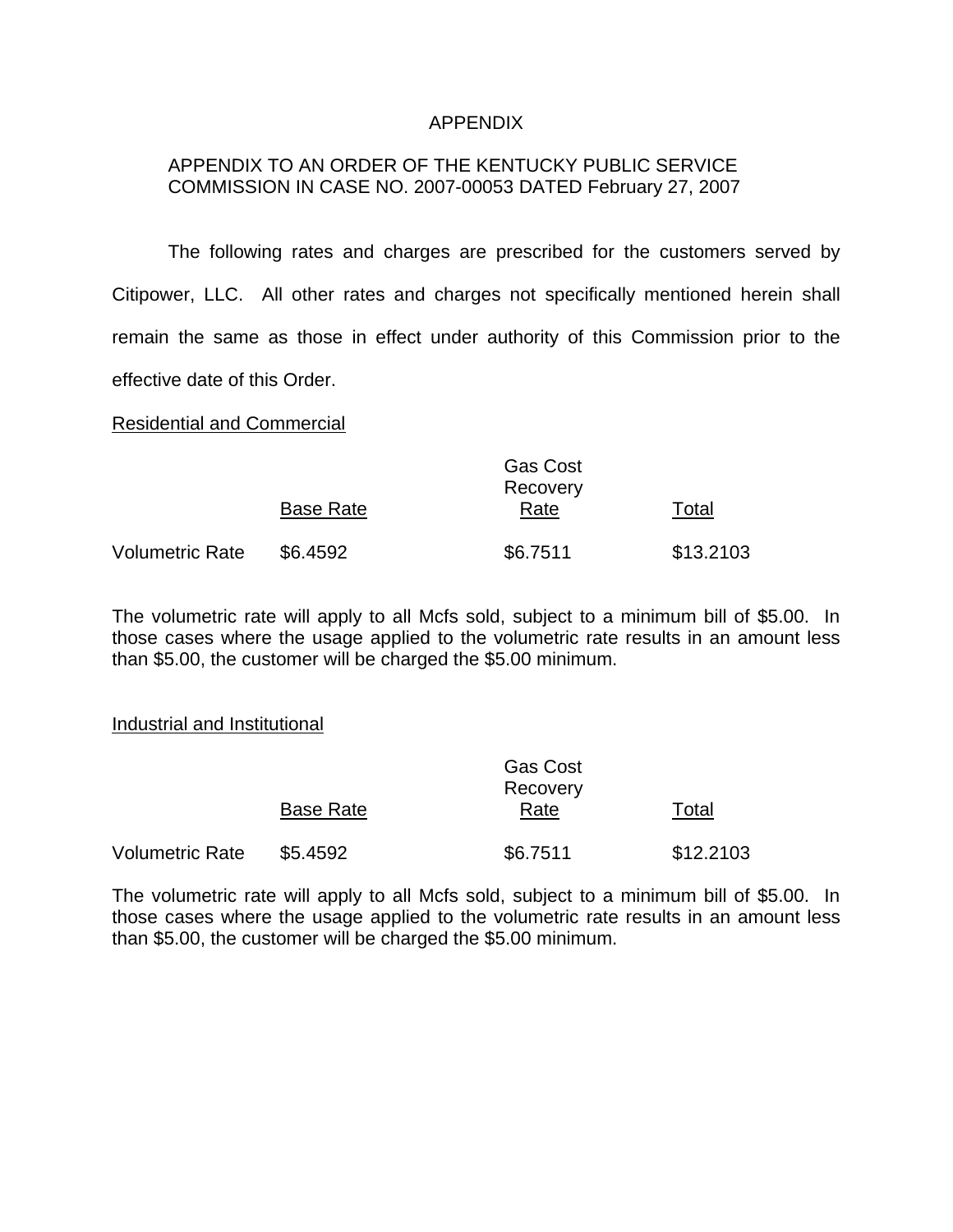APPENDIX

APPENDIX TO AN ORDER OF THE KENTUCKY PUBLIC SERVICE COMMISSION IN CASE NO. 2007-00053 DATED February 27, 2007

The following rates and charges are prescribed for the customers served by Citipower, LLC. All other rates and charges not specifically mentioned herein shall remain the same as those in effect under authority of this Commission prior to the effective date of this Order.

Residential and Commercial

| | Base Rate | Gas Cost Recovery Rate | Total |
|---|---|---|---|
| Volumetric Rate | $6.4592 | $6.7511 | $13.2103 |

The volumetric rate will apply to all Mcfs sold, subject to a minimum bill of $5.00. In those cases where the usage applied to the volumetric rate results in an amount less than $5.00, the customer will be charged the $5.00 minimum.

Industrial and Institutional

| | Base Rate | Gas Cost Recovery Rate | Total |
|---|---|---|---|
| Volumetric Rate | $5.4592 | $6.7511 | $12.2103 |

The volumetric rate will apply to all Mcfs sold, subject to a minimum bill of $5.00. In those cases where the usage applied to the volumetric rate results in an amount less than $5.00, the customer will be charged the $5.00 minimum.